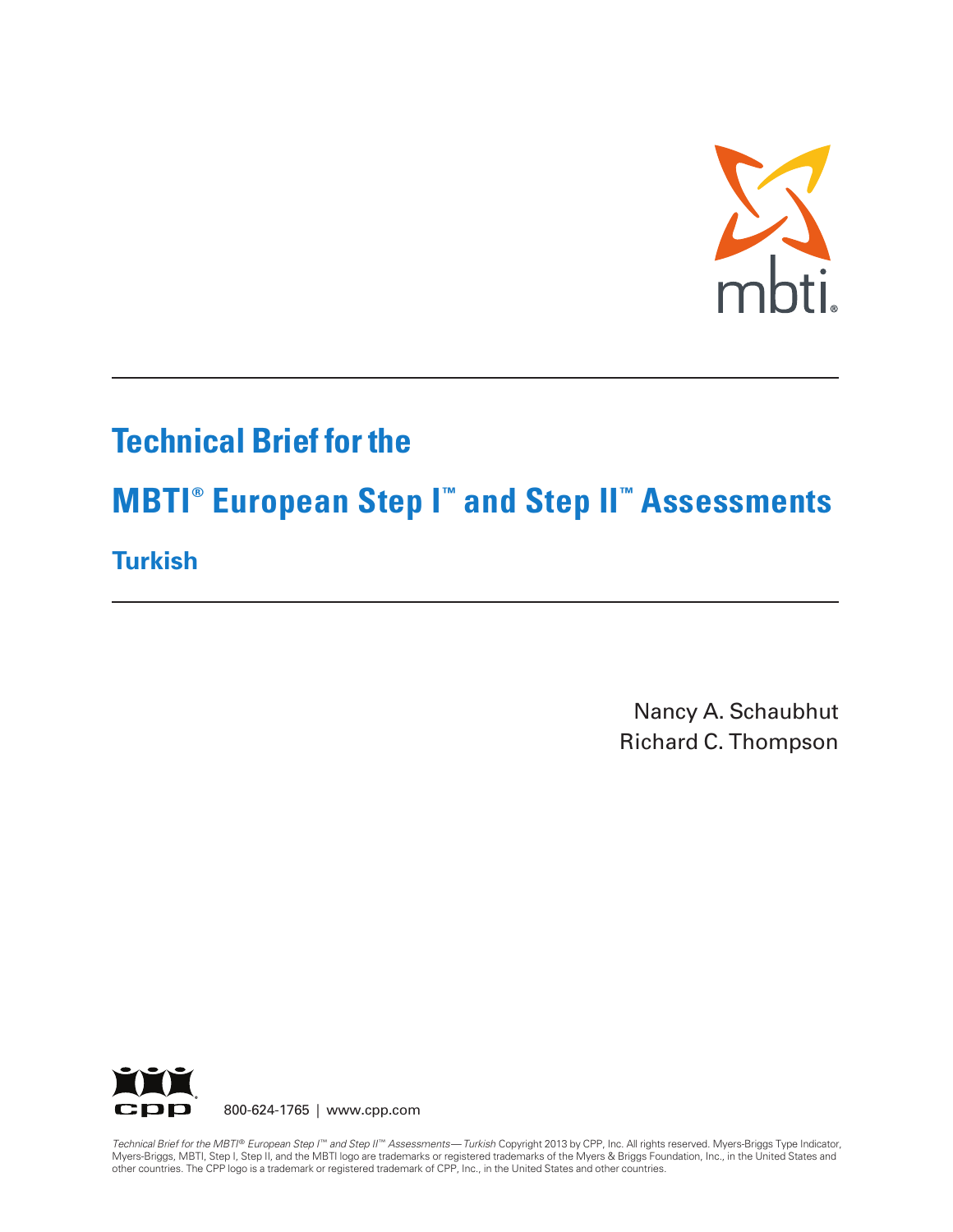# Technical Brief for the

# MBTI® European Step I™ and Step II™ Assessments

## Turkish

Nancy A. Schaubhut
Richard C. Thompson

800-624-1765 | www.cpp.com

*Technical Brief for the MBTI® European Step I™ and Step II™ Assessments— Turkish* Copyright 2013 by CPP, Inc. All rights reserved. Myers-Briggs Type Indicator, Myers-Briggs, MBTI, Step I, Step II, and the MBTI logo are trademarks or registered trademarks of the Myers & Briggs Foundation, Inc., in the United States and other countries. The CPP logo is a trademark or registered trademark of CPP, Inc., in the United States and other countries.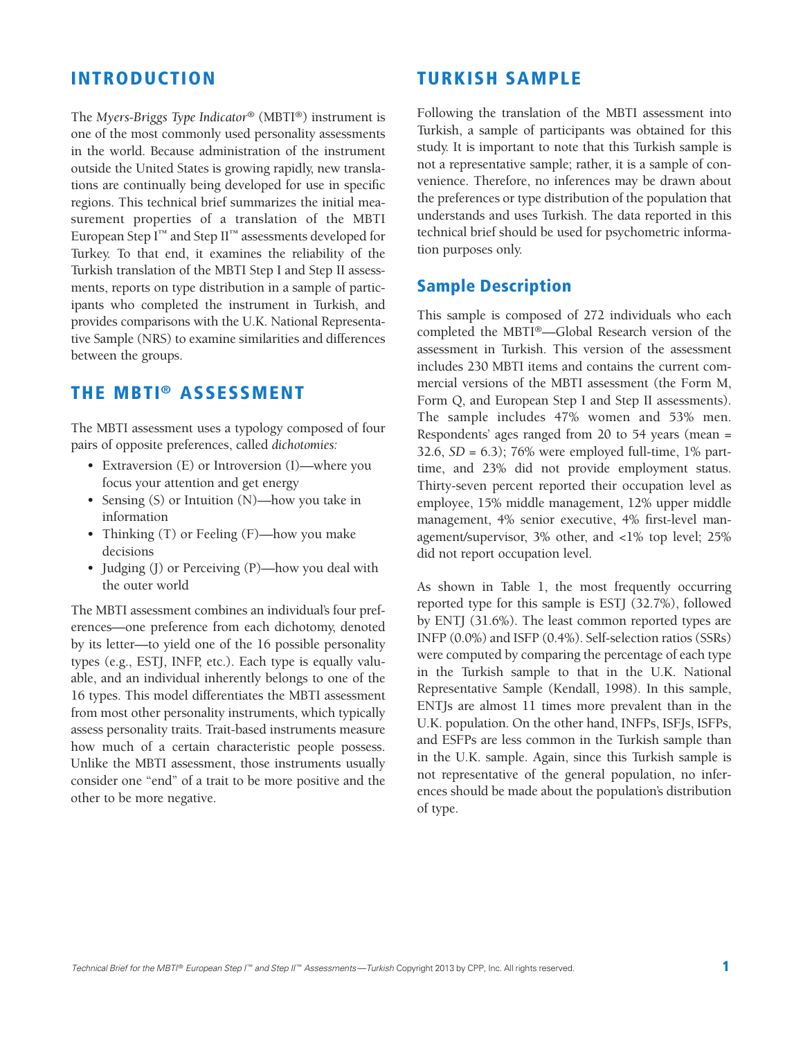## INTRODUCTION

The *Myers-Briggs Type Indicator*® (MBTI®) instrument is one of the most commonly used personality assessments in the world. Because administration of the instrument outside the United States is growing rapidly, new translations are continually being developed for use in specific regions. This technical brief summarizes the initial measurement properties of a translation of the MBTI European Step I™ and Step II™ assessments developed for Turkey. To that end, it examines the reliability of the Turkish translation of the MBTI Step I and Step II assessments, reports on type distribution in a sample of participants who completed the instrument in Turkish, and provides comparisons with the U.K. National Representative Sample (NRS) to examine similarities and differences between the groups.

## THE MBTI® ASSESSMENT

The MBTI assessment uses a typology composed of four pairs of opposite preferences, called *dichotomies:*

- Extraversion (E) or Introversion (I)—where you focus your attention and get energy
- Sensing (S) or Intuition (N)—how you take in information
- Thinking (T) or Feeling (F)—how you make decisions
- Judging (J) or Perceiving (P)—how you deal with the outer world

The MBTI assessment combines an individual's four preferences—one preference from each dichotomy, denoted by its letter—to yield one of the 16 possible personality types (e.g., ESTJ, INFP, etc.). Each type is equally valuable, and an individual inherently belongs to one of the 16 types. This model differentiates the MBTI assessment from most other personality instruments, which typically assess personality traits. Trait-based instruments measure how much of a certain characteristic people possess. Unlike the MBTI assessment, those instruments usually consider one "end" of a trait to be more positive and the other to be more negative.

## TURKISH SAMPLE

Following the translation of the MBTI assessment into Turkish, a sample of participants was obtained for this study. It is important to note that this Turkish sample is not a representative sample; rather, it is a sample of convenience. Therefore, no inferences may be drawn about the preferences or type distribution of the population that understands and uses Turkish. The data reported in this technical brief should be used for psychometric information purposes only.

### Sample Description

This sample is composed of 272 individuals who each completed the MBTI®—Global Research version of the assessment in Turkish. This version of the assessment includes 230 MBTI items and contains the current commercial versions of the MBTI assessment (the Form M, Form Q, and European Step I and Step II assessments). The sample includes 47% women and 53% men. Respondents' ages ranged from 20 to 54 years (mean = 32.6, *SD* = 6.3); 76% were employed full-time, 1% part-time, and 23% did not provide employment status. Thirty-seven percent reported their occupation level as employee, 15% middle management, 12% upper middle management, 4% senior executive, 4% first-level management/supervisor, 3% other, and <1% top level; 25% did not report occupation level.

As shown in Table 1, the most frequently occurring reported type for this sample is ESTJ (32.7%), followed by ENTJ (31.6%). The least common reported types are INFP (0.0%) and ISFP (0.4%). Self-selection ratios (SSRs) were computed by comparing the percentage of each type in the Turkish sample to that in the U.K. National Representative Sample (Kendall, 1998). In this sample, ENTJs are almost 11 times more prevalent than in the U.K. population. On the other hand, INFPs, ISFJs, ISFPs, and ESFPs are less common in the Turkish sample than in the U.K. sample. Again, since this Turkish sample is not representative of the general population, no inferences should be made about the population's distribution of type.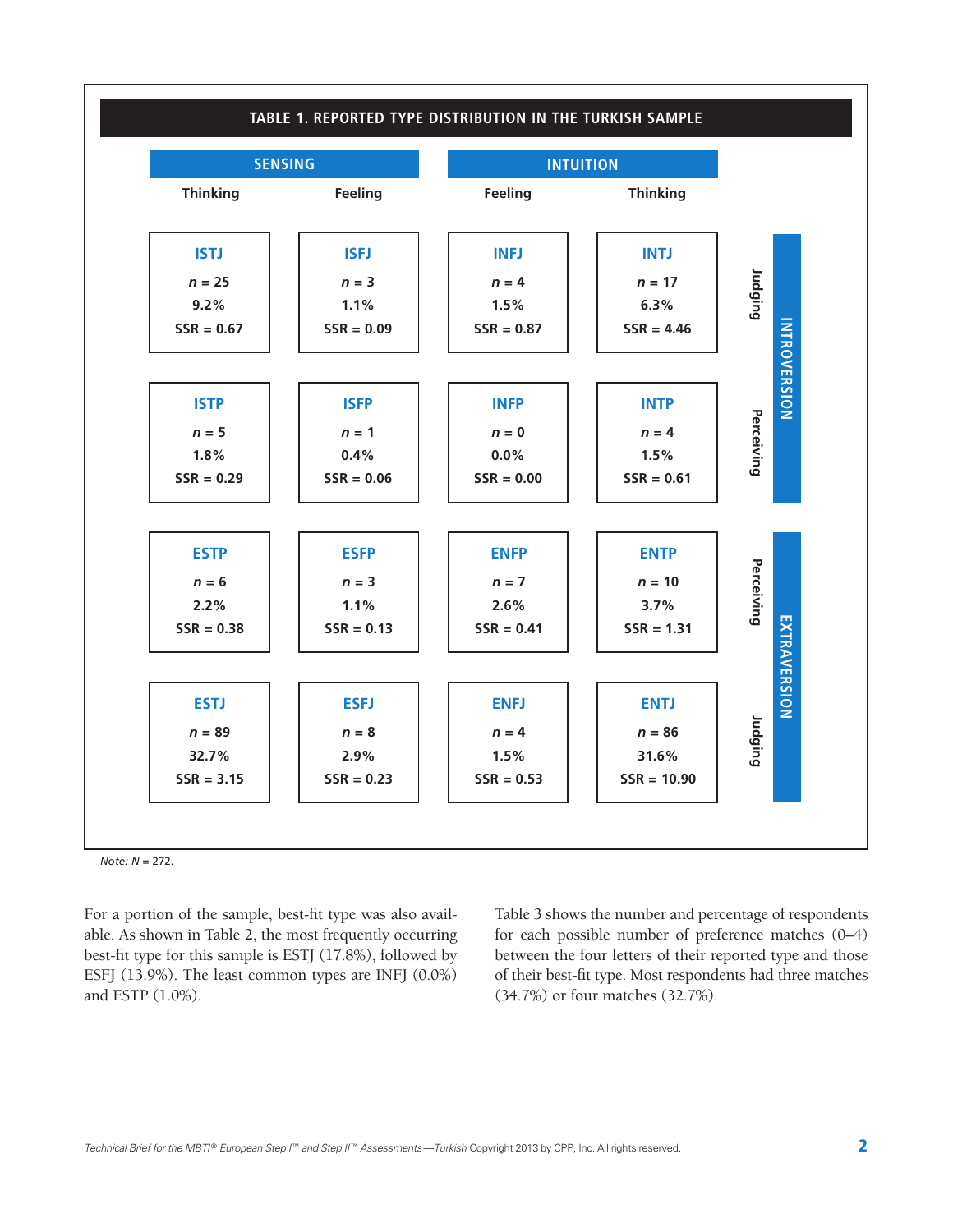## TABLE 1. REPORTED TYPE DISTRIBUTION IN THE TURKISH SAMPLE

| | SENSING | | INTUITION | | |
|---|---|---|---|---|---|
| | Thinking | Feeling | Feeling | Thinking | |
| INTROVERSION – Judging | **ISTJ** $n$ = 25 9.2% SSR = 0.67 | **ISFJ** $n$ = 3 1.1% SSR = 0.09 | **INFJ** $n$ = 4 1.5% SSR = 0.87 | **INTJ** $n$ = 17 6.3% SSR = 4.46 | Judging |
| INTROVERSION – Perceiving | **ISTP** $n$ = 5 1.8% SSR = 0.29 | **ISFP** $n$ = 1 0.4% SSR = 0.06 | **INFP** $n$ = 0 0.0% SSR = 0.00 | **INTP** $n$ = 4 1.5% SSR = 0.61 | Perceiving |
| EXTRAVERSION – Perceiving | **ESTP** $n$ = 6 2.2% SSR = 0.38 | **ESFP** $n$ = 3 1.1% SSR = 0.13 | **ENFP** $n$ = 7 2.6% SSR = 0.41 | **ENTP** $n$ = 10 3.7% SSR = 1.31 | Perceiving |
| EXTRAVERSION – Judging | **ESTJ** $n$ = 89 32.7% SSR = 3.15 | **ESFJ** $n$ = 8 2.9% SSR = 0.23 | **ENFJ** $n$ = 4 1.5% SSR = 0.53 | **ENTJ** $n$ = 86 31.6% SSR = 10.90 | Judging |

*Note: N* = 272.

For a portion of the sample, best-fit type was also available. As shown in Table 2, the most frequently occurring best-fit type for this sample is ESTJ (17.8%), followed by ESFJ (13.9%). The least common types are INFJ (0.0%) and ESTP (1.0%).

Table 3 shows the number and percentage of respondents for each possible number of preference matches (0–4) between the four letters of their reported type and those of their best-fit type. Most respondents had three matches (34.7%) or four matches (32.7%).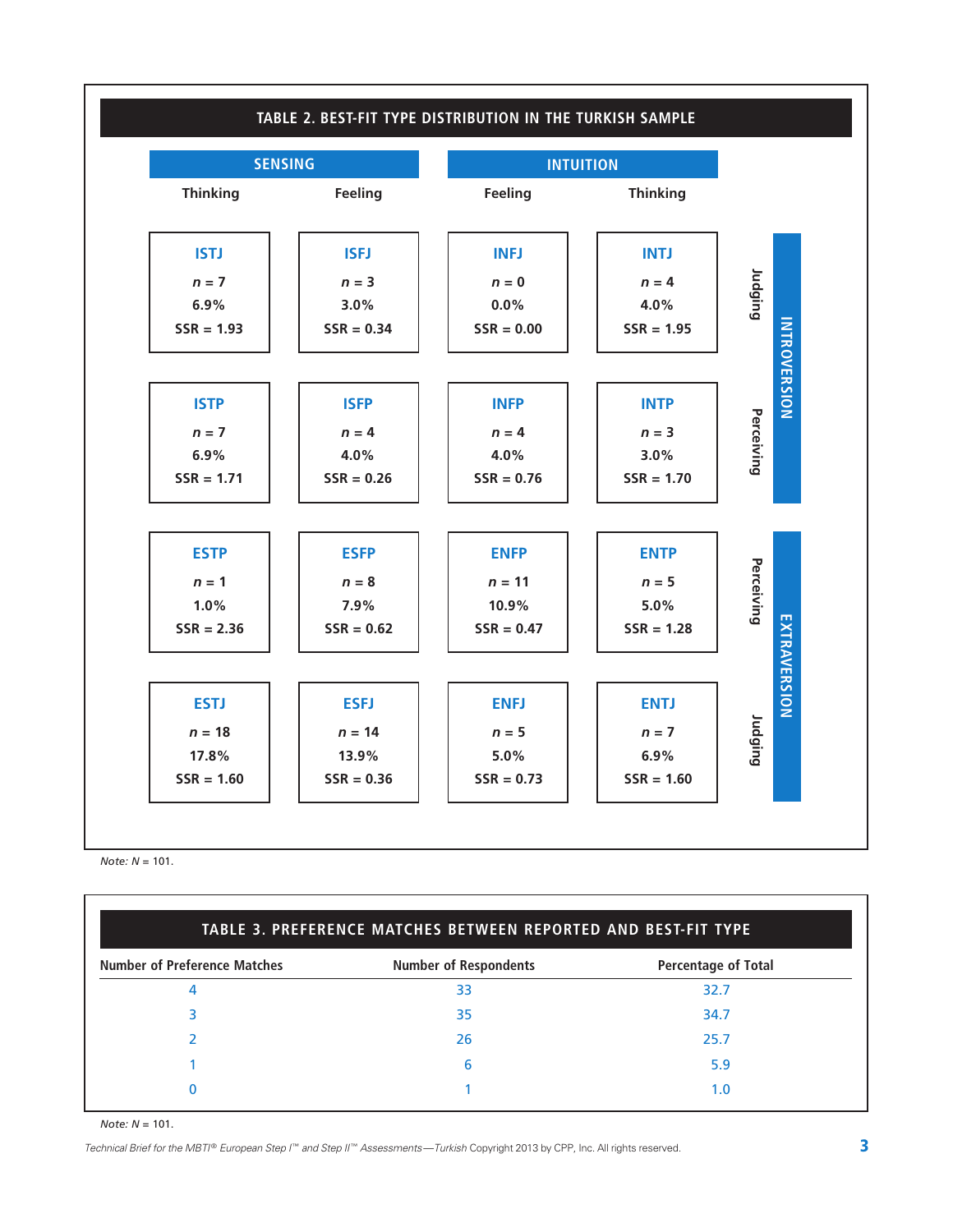## TABLE 2. BEST-FIT TYPE DISTRIBUTION IN THE TURKISH SAMPLE

| | SENSING | | INTUITION | | | |
|---|---|---|---|---|---|---|
| | Thinking | Feeling | Feeling | Thinking | | |
| | **ISTJ**<br>*n* = 7<br>6.9%<br>SSR = 1.93 | **ISFJ**<br>*n* = 3<br>3.0%<br>SSR = 0.34 | **INFJ**<br>*n* = 0<br>0.0%<br>SSR = 0.00 | **INTJ**<br>*n* = 4<br>4.0%<br>SSR = 1.95 | Judging | INTROVERSION |
| | **ISTP**<br>*n* = 7<br>6.9%<br>SSR = 1.71 | **ISFP**<br>*n* = 4<br>4.0%<br>SSR = 0.26 | **INFP**<br>*n* = 4<br>4.0%<br>SSR = 0.76 | **INTP**<br>*n* = 3<br>3.0%<br>SSR = 1.70 | Perceiving | INTROVERSION |
| | **ESTP**<br>*n* = 1<br>1.0%<br>SSR = 2.36 | **ESFP**<br>*n* = 8<br>7.9%<br>SSR = 0.62 | **ENFP**<br>*n* = 11<br>10.9%<br>SSR = 0.47 | **ENTP**<br>*n* = 5<br>5.0%<br>SSR = 1.28 | Perceiving | EXTRAVERSION |
| | **ESTJ**<br>*n* = 18<br>17.8%<br>SSR = 1.60 | **ESFJ**<br>*n* = 14<br>13.9%<br>SSR = 0.36 | **ENFJ**<br>*n* = 5<br>5.0%<br>SSR = 0.73 | **ENTJ**<br>*n* = 7<br>6.9%<br>SSR = 1.60 | Judging | EXTRAVERSION |

*Note: N* = 101.

## TABLE 3. PREFERENCE MATCHES BETWEEN REPORTED AND BEST-FIT TYPE

| Number of Preference Matches | Number of Respondents | Percentage of Total |
|---|---|---|
| 4 | 33 | 32.7 |
| 3 | 35 | 34.7 |
| 2 | 26 | 25.7 |
| 1 | 6 | 5.9 |
| 0 | 1 | 1.0 |

*Note: N* = 101.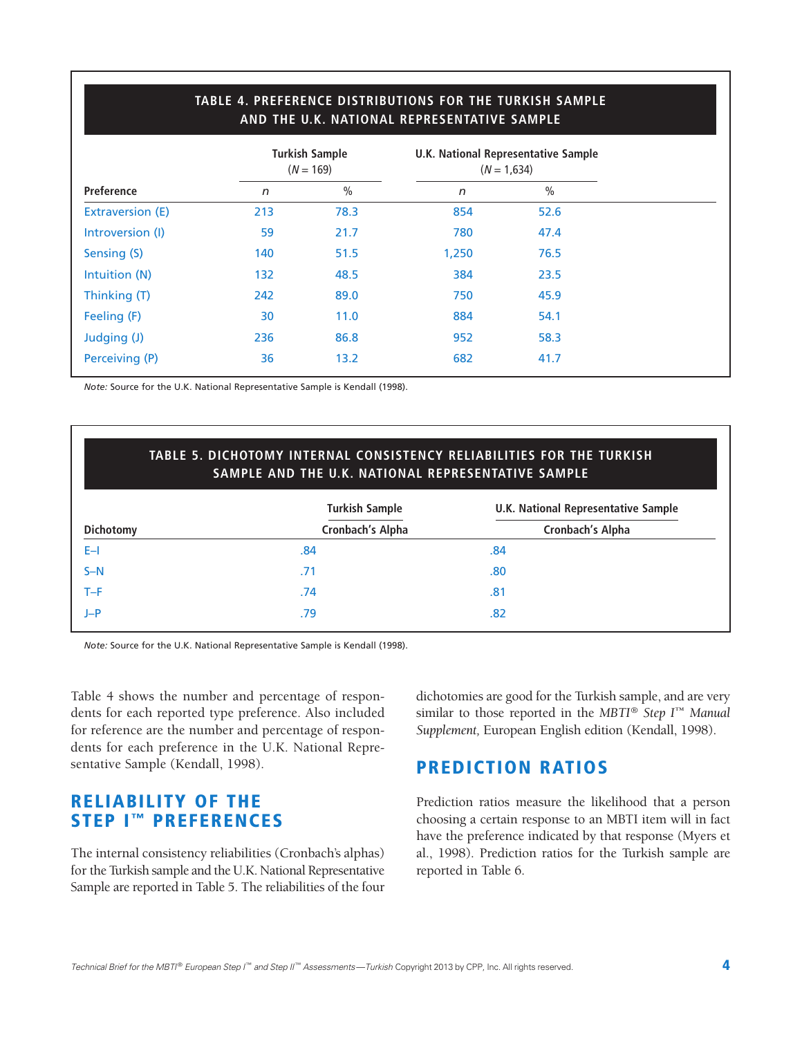**TABLE 4. PREFERENCE DISTRIBUTIONS FOR THE TURKISH SAMPLE AND THE U.K. NATIONAL REPRESENTATIVE SAMPLE**

| | Turkish Sample (*N* = 169) | | U.K. National Representative Sample (*N* = 1,634) | |
|---|---|---|---|---|
| **Preference** | *n* | % | *n* | % |
| Extraversion (E) | 213 | 78.3 | 854 | 52.6 |
| Introversion (I) | 59 | 21.7 | 780 | 47.4 |
| Sensing (S) | 140 | 51.5 | 1,250 | 76.5 |
| Intuition (N) | 132 | 48.5 | 384 | 23.5 |
| Thinking (T) | 242 | 89.0 | 750 | 45.9 |
| Feeling (F) | 30 | 11.0 | 884 | 54.1 |
| Judging (J) | 236 | 86.8 | 952 | 58.3 |
| Perceiving (P) | 36 | 13.2 | 682 | 41.7 |

*Note:* Source for the U.K. National Representative Sample is Kendall (1998).

**TABLE 5. DICHOTOMY INTERNAL CONSISTENCY RELIABILITIES FOR THE TURKISH SAMPLE AND THE U.K. NATIONAL REPRESENTATIVE SAMPLE**

| | Turkish Sample | U.K. National Representative Sample |
|---|---|---|
| **Dichotomy** | **Cronbach's Alpha** | **Cronbach's Alpha** |
| E–I | .84 | .84 |
| S–N | .71 | .80 |
| T–F | .74 | .81 |
| J–P | .79 | .82 |

*Note:* Source for the U.K. National Representative Sample is Kendall (1998).

Table 4 shows the number and percentage of respondents for each reported type preference. Also included for reference are the number and percentage of respondents for each preference in the U.K. National Representative Sample (Kendall, 1998).

## RELIABILITY OF THE STEP I™ PREFERENCES

The internal consistency reliabilities (Cronbach's alphas) for the Turkish sample and the U.K. National Representative Sample are reported in Table 5. The reliabilities of the four dichotomies are good for the Turkish sample, and are very similar to those reported in the *MBTI® Step I™ Manual Supplement,* European English edition (Kendall, 1998).

## PREDICTION RATIOS

Prediction ratios measure the likelihood that a person choosing a certain response to an MBTI item will in fact have the preference indicated by that response (Myers et al., 1998). Prediction ratios for the Turkish sample are reported in Table 6.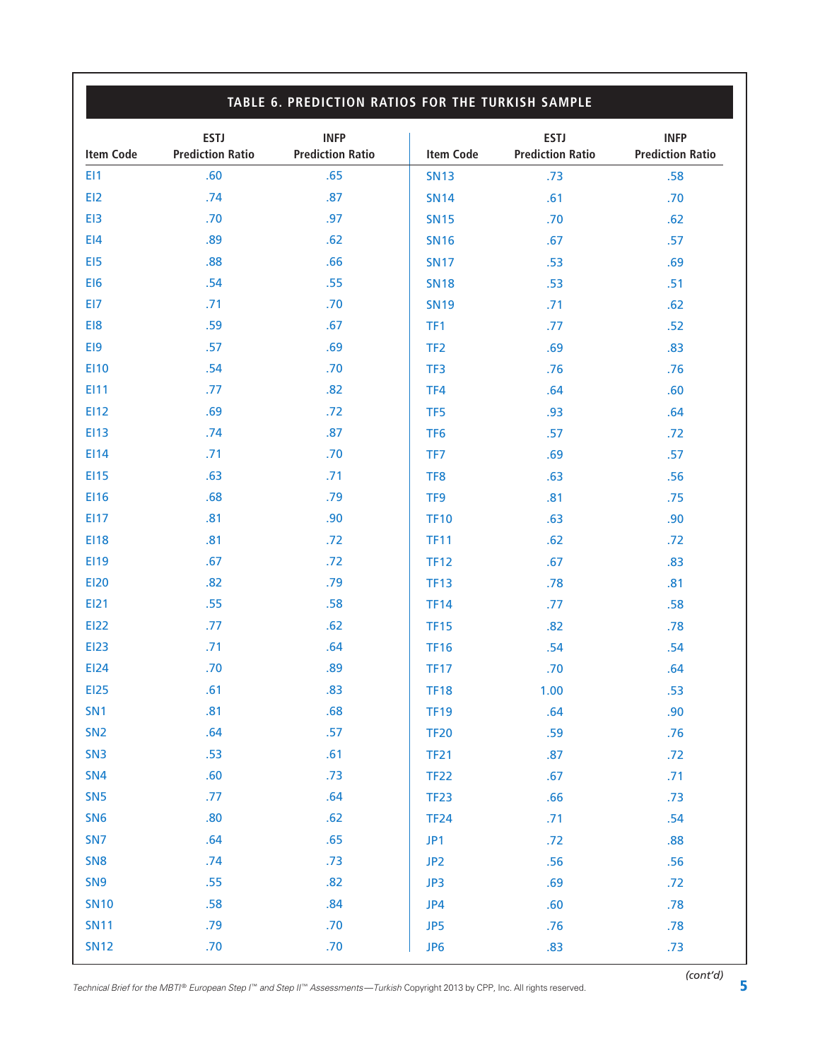## TABLE 6. PREDICTION RATIOS FOR THE TURKISH SAMPLE

| Item Code | ESTJ Prediction Ratio | INFP Prediction Ratio | Item Code | ESTJ Prediction Ratio | INFP Prediction Ratio |
|---|---|---|---|---|---|
| EI1 | .60 | .65 | SN13 | .73 | .58 |
| EI2 | .74 | .87 | SN14 | .61 | .70 |
| EI3 | .70 | .97 | SN15 | .70 | .62 |
| EI4 | .89 | .62 | SN16 | .67 | .57 |
| EI5 | .88 | .66 | SN17 | .53 | .69 |
| EI6 | .54 | .55 | SN18 | .53 | .51 |
| EI7 | .71 | .70 | SN19 | .71 | .62 |
| EI8 | .59 | .67 | TF1 | .77 | .52 |
| EI9 | .57 | .69 | TF2 | .69 | .83 |
| EI10 | .54 | .70 | TF3 | .76 | .76 |
| EI11 | .77 | .82 | TF4 | .64 | .60 |
| EI12 | .69 | .72 | TF5 | .93 | .64 |
| EI13 | .74 | .87 | TF6 | .57 | .72 |
| EI14 | .71 | .70 | TF7 | .69 | .57 |
| EI15 | .63 | .71 | TF8 | .63 | .56 |
| EI16 | .68 | .79 | TF9 | .81 | .75 |
| EI17 | .81 | .90 | TF10 | .63 | .90 |
| EI18 | .81 | .72 | TF11 | .62 | .72 |
| EI19 | .67 | .72 | TF12 | .67 | .83 |
| EI20 | .82 | .79 | TF13 | .78 | .81 |
| EI21 | .55 | .58 | TF14 | .77 | .58 |
| EI22 | .77 | .62 | TF15 | .82 | .78 |
| EI23 | .71 | .64 | TF16 | .54 | .54 |
| EI24 | .70 | .89 | TF17 | .70 | .64 |
| EI25 | .61 | .83 | TF18 | 1.00 | .53 |
| SN1 | .81 | .68 | TF19 | .64 | .90 |
| SN2 | .64 | .57 | TF20 | .59 | .76 |
| SN3 | .53 | .61 | TF21 | .87 | .72 |
| SN4 | .60 | .73 | TF22 | .67 | .71 |
| SN5 | .77 | .64 | TF23 | .66 | .73 |
| SN6 | .80 | .62 | TF24 | .71 | .54 |
| SN7 | .64 | .65 | JP1 | .72 | .88 |
| SN8 | .74 | .73 | JP2 | .56 | .56 |
| SN9 | .55 | .82 | JP3 | .69 | .72 |
| SN10 | .58 | .84 | JP4 | .60 | .78 |
| SN11 | .79 | .70 | JP5 | .76 | .78 |
| SN12 | .70 | .70 | JP6 | .83 | .73 |

*(cont'd)*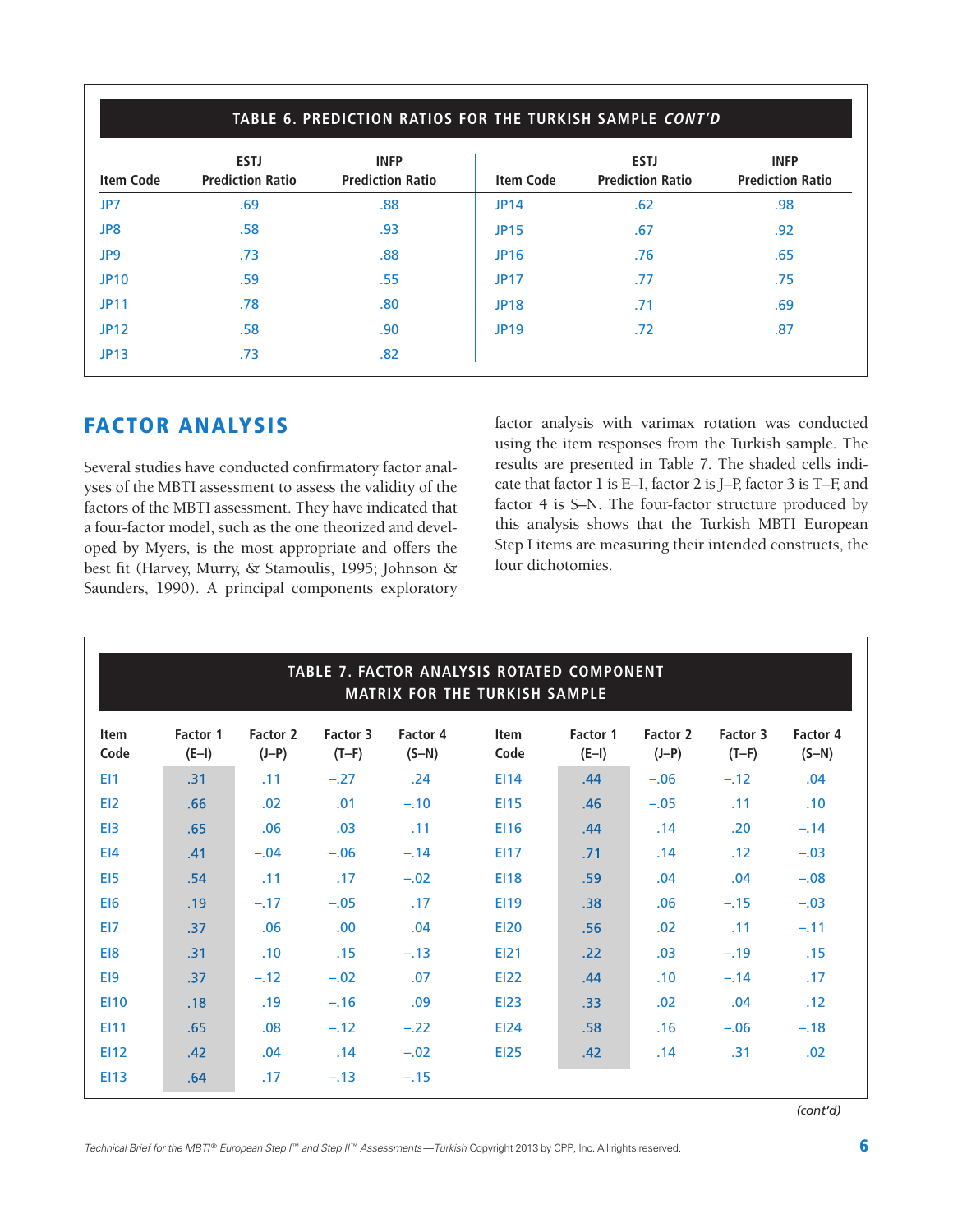**TABLE 6. PREDICTION RATIOS FOR THE TURKISH SAMPLE *CONT'D***

| Item Code | ESTJ Prediction Ratio | INFP Prediction Ratio | Item Code | ESTJ Prediction Ratio | INFP Prediction Ratio |
|---|---|---|---|---|---|
| JP7 | .69 | .88 | JP14 | .62 | .98 |
| JP8 | .58 | .93 | JP15 | .67 | .92 |
| JP9 | .73 | .88 | JP16 | .76 | .65 |
| JP10 | .59 | .55 | JP17 | .77 | .75 |
| JP11 | .78 | .80 | JP18 | .71 | .69 |
| JP12 | .58 | .90 | JP19 | .72 | .87 |
| JP13 | .73 | .82 | | | |

## FACTOR ANALYSIS

Several studies have conducted confirmatory factor analyses of the MBTI assessment to assess the validity of the factors of the MBTI assessment. They have indicated that a four-factor model, such as the one theorized and developed by Myers, is the most appropriate and offers the best fit (Harvey, Murry, & Stamoulis, 1995; Johnson & Saunders, 1990). A principal components exploratory factor analysis with varimax rotation was conducted using the item responses from the Turkish sample. The results are presented in Table 7. The shaded cells indicate that factor 1 is E–I, factor 2 is J–P, factor 3 is T–F, and factor 4 is S–N. The four-factor structure produced by this analysis shows that the Turkish MBTI European Step I items are measuring their intended constructs, the four dichotomies.

**TABLE 7. FACTOR ANALYSIS ROTATED COMPONENT MATRIX FOR THE TURKISH SAMPLE**

| Item Code | Factor 1 (E–I) | Factor 2 (J–P) | Factor 3 (T–F) | Factor 4 (S–N) | Item Code | Factor 1 (E–I) | Factor 2 (J–P) | Factor 3 (T–F) | Factor 4 (S–N) |
|---|---|---|---|---|---|---|---|---|---|
| EI1 | .31 | .11 | –.27 | .24 | EI14 | .44 | –.06 | –.12 | .04 |
| EI2 | .66 | .02 | .01 | –.10 | EI15 | .46 | –.05 | .11 | .10 |
| EI3 | .65 | .06 | .03 | .11 | EI16 | .44 | .14 | .20 | –.14 |
| EI4 | .41 | –.04 | –.06 | –.14 | EI17 | .71 | .14 | .12 | –.03 |
| EI5 | .54 | .11 | .17 | –.02 | EI18 | .59 | .04 | .04 | –.08 |
| EI6 | .19 | –.17 | –.05 | .17 | EI19 | .38 | .06 | –.15 | –.03 |
| EI7 | .37 | .06 | .00 | .04 | EI20 | .56 | .02 | .11 | –.11 |
| EI8 | .31 | .10 | .15 | –.13 | EI21 | .22 | .03 | –.19 | .15 |
| EI9 | .37 | –.12 | –.02 | .07 | EI22 | .44 | .10 | –.14 | .17 |
| EI10 | .18 | .19 | –.16 | .09 | EI23 | .33 | .02 | .04 | .12 |
| EI11 | .65 | .08 | –.12 | –.22 | EI24 | .58 | .16 | –.06 | –.18 |
| EI12 | .42 | .04 | .14 | –.02 | EI25 | .42 | .14 | .31 | .02 |
| EI13 | .64 | .17 | –.13 | –.15 | | | | | |

*(cont'd)*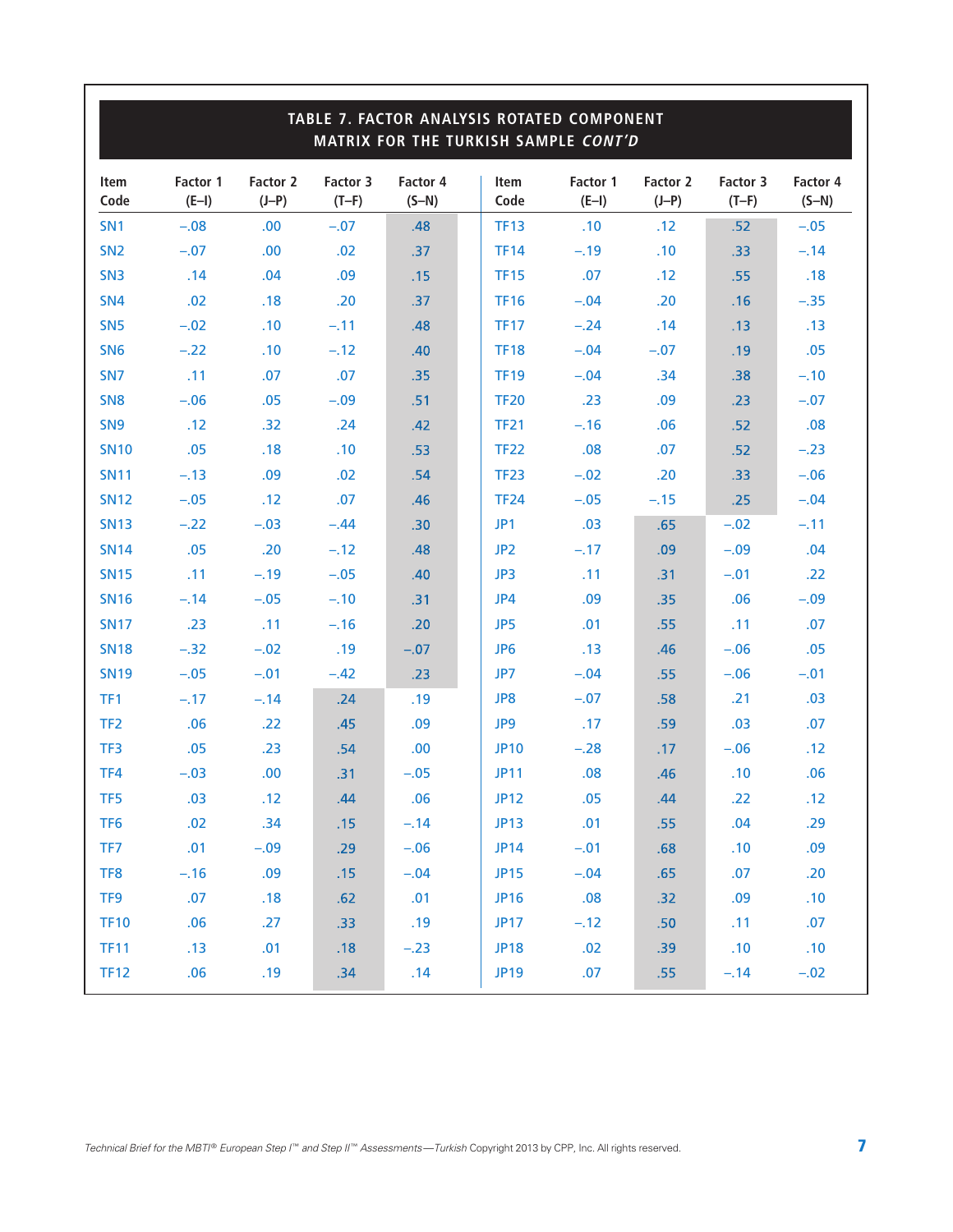## TABLE 7. FACTOR ANALYSIS ROTATED COMPONENT MATRIX FOR THE TURKISH SAMPLE *CONT'D*

| Item Code | Factor 1 (E–I) | Factor 2 (J–P) | Factor 3 (T–F) | Factor 4 (S–N) | Item Code | Factor 1 (E–I) | Factor 2 (J–P) | Factor 3 (T–F) | Factor 4 (S–N) |
|---|---|---|---|---|---|---|---|---|---|
| SN1 | –.08 | .00 | –.07 | .48 | TF13 | .10 | .12 | .52 | –.05 |
| SN2 | –.07 | .00 | .02 | .37 | TF14 | –.19 | .10 | .33 | –.14 |
| SN3 | .14 | .04 | .09 | .15 | TF15 | .07 | .12 | .55 | .18 |
| SN4 | .02 | .18 | .20 | .37 | TF16 | –.04 | .20 | .16 | –.35 |
| SN5 | –.02 | .10 | –.11 | .48 | TF17 | –.24 | .14 | .13 | .13 |
| SN6 | –.22 | .10 | –.12 | .40 | TF18 | –.04 | –.07 | .19 | .05 |
| SN7 | .11 | .07 | .07 | .35 | TF19 | –.04 | .34 | .38 | –.10 |
| SN8 | –.06 | .05 | –.09 | .51 | TF20 | .23 | .09 | .23 | –.07 |
| SN9 | .12 | .32 | .24 | .42 | TF21 | –.16 | .06 | .52 | .08 |
| SN10 | .05 | .18 | .10 | .53 | TF22 | .08 | .07 | .52 | –.23 |
| SN11 | –.13 | .09 | .02 | .54 | TF23 | –.02 | .20 | .33 | –.06 |
| SN12 | –.05 | .12 | .07 | .46 | TF24 | –.05 | –.15 | .25 | –.04 |
| SN13 | –.22 | –.03 | –.44 | .30 | JP1 | .03 | .65 | –.02 | –.11 |
| SN14 | .05 | .20 | –.12 | .48 | JP2 | –.17 | .09 | –.09 | .04 |
| SN15 | .11 | –.19 | –.05 | .40 | JP3 | .11 | .31 | –.01 | .22 |
| SN16 | –.14 | –.05 | –.10 | .31 | JP4 | .09 | .35 | .06 | –.09 |
| SN17 | .23 | .11 | –.16 | .20 | JP5 | .01 | .55 | .11 | .07 |
| SN18 | –.32 | –.02 | .19 | –.07 | JP6 | .13 | .46 | –.06 | .05 |
| SN19 | –.05 | –.01 | –.42 | .23 | JP7 | –.04 | .55 | –.06 | –.01 |
| TF1 | –.17 | –.14 | .24 | .19 | JP8 | –.07 | .58 | .21 | .03 |
| TF2 | .06 | .22 | .45 | .09 | JP9 | .17 | .59 | .03 | .07 |
| TF3 | .05 | .23 | .54 | .00 | JP10 | –.28 | .17 | –.06 | .12 |
| TF4 | –.03 | .00 | .31 | –.05 | JP11 | .08 | .46 | .10 | .06 |
| TF5 | .03 | .12 | .44 | .06 | JP12 | .05 | .44 | .22 | .12 |
| TF6 | .02 | .34 | .15 | –.14 | JP13 | .01 | .55 | .04 | .29 |
| TF7 | .01 | –.09 | .29 | –.06 | JP14 | –.01 | .68 | .10 | .09 |
| TF8 | –.16 | .09 | .15 | –.04 | JP15 | –.04 | .65 | .07 | .20 |
| TF9 | .07 | .18 | .62 | .01 | JP16 | .08 | .32 | .09 | .10 |
| TF10 | .06 | .27 | .33 | .19 | JP17 | –.12 | .50 | .11 | .07 |
| TF11 | .13 | .01 | .18 | –.23 | JP18 | .02 | .39 | .10 | .10 |
| TF12 | .06 | .19 | .34 | .14 | JP19 | .07 | .55 | –.14 | –.02 |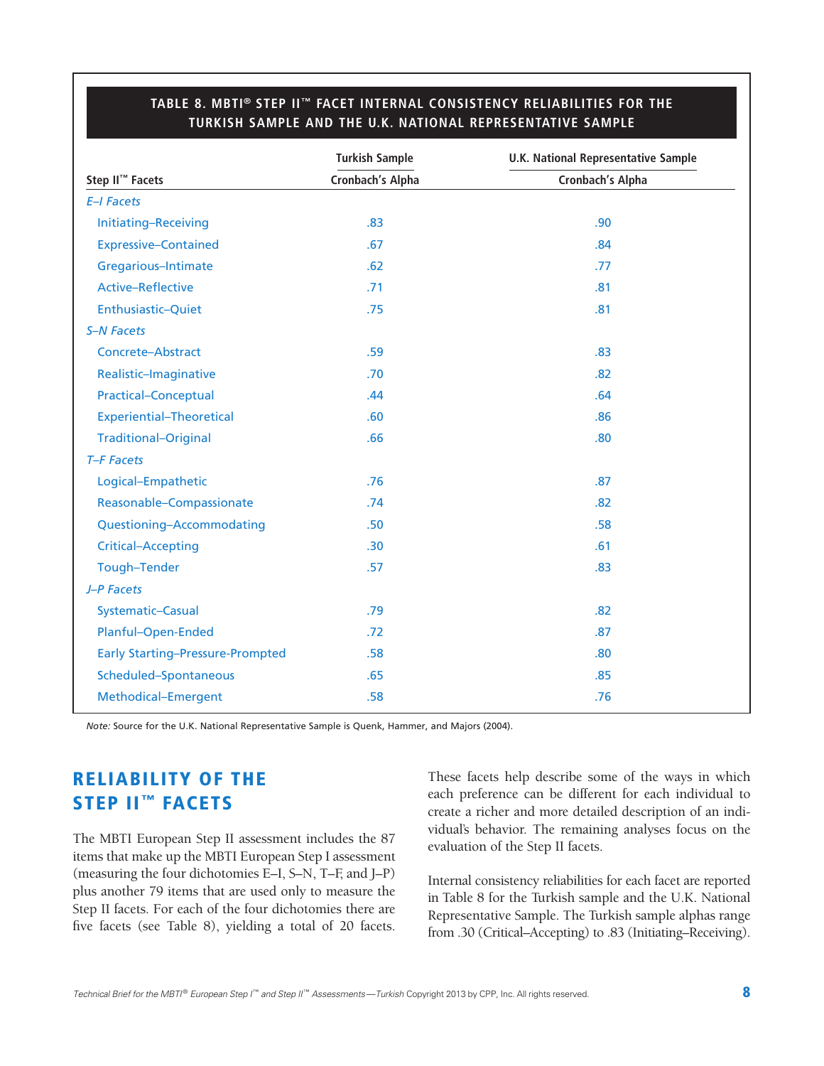**TABLE 8. MBTI® STEP II™ FACET INTERNAL CONSISTENCY RELIABILITIES FOR THE TURKISH SAMPLE AND THE U.K. NATIONAL REPRESENTATIVE SAMPLE**

| | Turkish Sample | U.K. National Representative Sample |
|---|---|---|
| Step II™ Facets | Cronbach's Alpha | Cronbach's Alpha |
| *E–I Facets* | | |
| Initiating–Receiving | .83 | .90 |
| Expressive–Contained | .67 | .84 |
| Gregarious–Intimate | .62 | .77 |
| Active–Reflective | .71 | .81 |
| Enthusiastic–Quiet | .75 | .81 |
| *S–N Facets* | | |
| Concrete–Abstract | .59 | .83 |
| Realistic–Imaginative | .70 | .82 |
| Practical–Conceptual | .44 | .64 |
| Experiential–Theoretical | .60 | .86 |
| Traditional–Original | .66 | .80 |
| *T–F Facets* | | |
| Logical–Empathetic | .76 | .87 |
| Reasonable–Compassionate | .74 | .82 |
| Questioning–Accommodating | .50 | .58 |
| Critical–Accepting | .30 | .61 |
| Tough–Tender | .57 | .83 |
| *J–P Facets* | | |
| Systematic–Casual | .79 | .82 |
| Planful–Open-Ended | .72 | .87 |
| Early Starting–Pressure-Prompted | .58 | .80 |
| Scheduled–Spontaneous | .65 | .85 |
| Methodical–Emergent | .58 | .76 |

*Note:* Source for the U.K. National Representative Sample is Quenk, Hammer, and Majors (2004).

## RELIABILITY OF THE STEP II™ FACETS

The MBTI European Step II assessment includes the 87 items that make up the MBTI European Step I assessment (measuring the four dichotomies E–I, S–N, T–F, and J–P) plus another 79 items that are used only to measure the Step II facets. For each of the four dichotomies there are five facets (see Table 8), yielding a total of 20 facets. These facets help describe some of the ways in which each preference can be different for each individual to create a richer and more detailed description of an individual's behavior. The remaining analyses focus on the evaluation of the Step II facets.

Internal consistency reliabilities for each facet are reported in Table 8 for the Turkish sample and the U.K. National Representative Sample. The Turkish sample alphas range from .30 (Critical–Accepting) to .83 (Initiating–Receiving).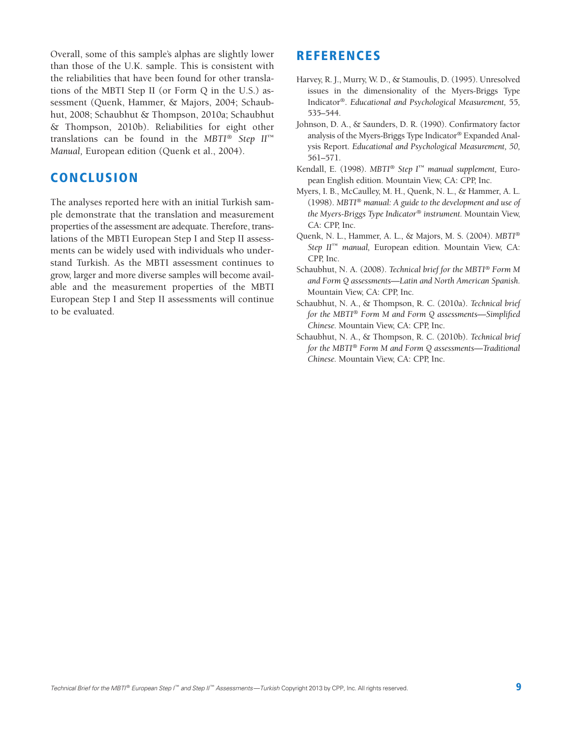Overall, some of this sample's alphas are slightly lower than those of the U.K. sample. This is consistent with the reliabilities that have been found for other translations of the MBTI Step II (or Form Q in the U.S.) assessment (Quenk, Hammer, & Majors, 2004; Schaubhut, 2008; Schaubhut & Thompson, 2010a; Schaubhut & Thompson, 2010b). Reliabilities for eight other translations can be found in the *MBTI® Step II™ Manual,* European edition (Quenk et al., 2004).

## CONCLUSION

The analyses reported here with an initial Turkish sample demonstrate that the translation and measurement properties of the assessment are adequate. Therefore, translations of the MBTI European Step I and Step II assessments can be widely used with individuals who understand Turkish. As the MBTI assessment continues to grow, larger and more diverse samples will become available and the measurement properties of the MBTI European Step I and Step II assessments will continue to be evaluated.

## REFERENCES

Harvey, R. J., Murry, W. D., & Stamoulis, D. (1995). Unresolved issues in the dimensionality of the Myers-Briggs Type Indicator®. *Educational and Psychological Measurement, 55,* 535–544.

Johnson, D. A., & Saunders, D. R. (1990). Confirmatory factor analysis of the Myers-Briggs Type Indicator® Expanded Analysis Report. *Educational and Psychological Measurement, 50,* 561–571.

Kendall, E. (1998). *MBTI® Step I™ manual supplement,* European English edition. Mountain View, CA: CPP, Inc.

Myers, I. B., McCaulley, M. H., Quenk, N. L., & Hammer, A. L. (1998). *MBTI® manual: A guide to the development and use of the Myers-Briggs Type Indicator® instrument.* Mountain View, CA: CPP, Inc.

Quenk, N. L., Hammer, A. L., & Majors, M. S. (2004). *MBTI® Step II™ manual,* European edition. Mountain View, CA: CPP, Inc.

Schaubhut, N. A. (2008). *Technical brief for the MBTI® Form M and Form Q assessments—Latin and North American Spanish.* Mountain View, CA: CPP, Inc.

Schaubhut, N. A., & Thompson, R. C. (2010a). *Technical brief for the MBTI® Form M and Form Q assessments—Simplified Chinese.* Mountain View, CA: CPP, Inc.

Schaubhut, N. A., & Thompson, R. C. (2010b). *Technical brief for the MBTI® Form M and Form Q assessments—Traditional Chinese.* Mountain View, CA: CPP, Inc.